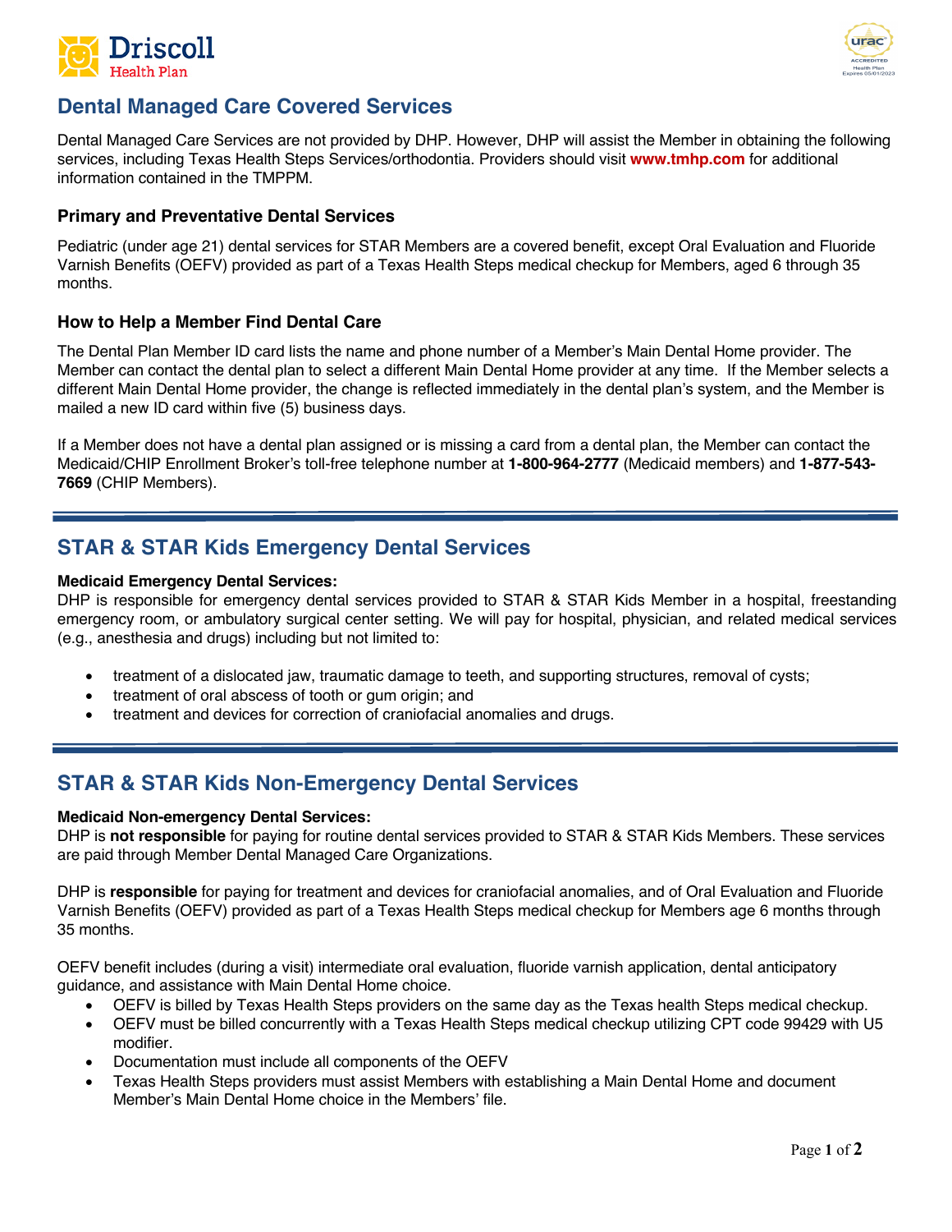# Dental Managed Care Covered Services

Dental Managed Care Services are not provided by DHP. However, DHP will assist the Member in obtaining the following services, including Texas Health Steps Services/orthodontia. Providers should visit **www.tmhp.com** for additional information contained in the TMPPM.

### Primary and Preventative Dental Services

Pediatric (under age 21) dental services for STAR Members are a covered benefit, except Oral Evaluation and Fluoride Varnish Benefits (OEFV) provided as part of a Texas Health Steps medical checkup for Members, aged 6 through 35 months.

### How to Help a Member Find Dental Care

The Dental Plan Member ID card lists the name and phone number of a Member's Main Dental Home provider. The Member can contact the dental plan to select a different Main Dental Home provider at any time. If the Member selects a different Main Dental Home provider, the change is reflected immediately in the dental plan's system, and the Member is mailed a new ID card within five (5) business days.

If a Member does not have a dental plan assigned or is missing a card from a dental plan, the Member can contact the Medicaid/CHIP Enrollment Broker's toll-free telephone number at **1-800-964-2777** (Medicaid members) and **1-877-543-7669** (CHIP Members).

## STAR & STAR Kids Emergency Dental Services

**Medicaid Emergency Dental Services:**
DHP is responsible for emergency dental services provided to STAR & STAR Kids Member in a hospital, freestanding emergency room, or ambulatory surgical center setting. We will pay for hospital, physician, and related medical services (e.g., anesthesia and drugs) including but not limited to:

- treatment of a dislocated jaw, traumatic damage to teeth, and supporting structures, removal of cysts;
- treatment of oral abscess of tooth or gum origin; and
- treatment and devices for correction of craniofacial anomalies and drugs.

## STAR & STAR Kids Non-Emergency Dental Services

**Medicaid Non-emergency Dental Services:**
DHP is **not responsible** for paying for routine dental services provided to STAR & STAR Kids Members. These services are paid through Member Dental Managed Care Organizations.

DHP is **responsible** for paying for treatment and devices for craniofacial anomalies, and of Oral Evaluation and Fluoride Varnish Benefits (OEFV) provided as part of a Texas Health Steps medical checkup for Members age 6 months through 35 months.

OEFV benefit includes (during a visit) intermediate oral evaluation, fluoride varnish application, dental anticipatory guidance, and assistance with Main Dental Home choice.

- OEFV is billed by Texas Health Steps providers on the same day as the Texas health Steps medical checkup.
- OEFV must be billed concurrently with a Texas Health Steps medical checkup utilizing CPT code 99429 with U5 modifier.
- Documentation must include all components of the OEFV
- Texas Health Steps providers must assist Members with establishing a Main Dental Home and document Member's Main Dental Home choice in the Members' file.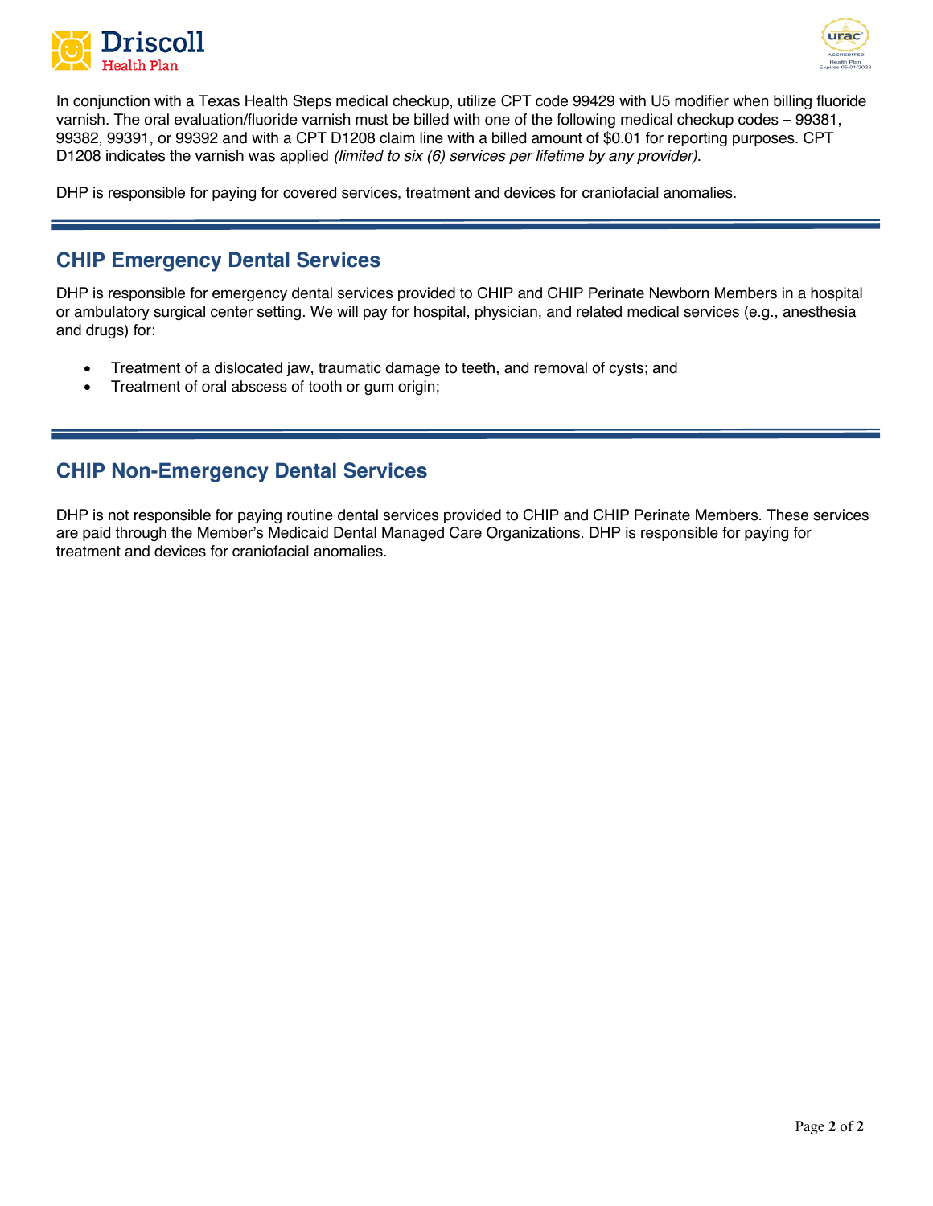In conjunction with a Texas Health Steps medical checkup, utilize CPT code 99429 with U5 modifier when billing fluoride varnish. The oral evaluation/fluoride varnish must be billed with one of the following medical checkup codes – 99381, 99382, 99391, or 99392 and with a CPT D1208 claim line with a billed amount of $0.01 for reporting purposes. CPT D1208 indicates the varnish was applied *(limited to six (6) services per lifetime by any provider)*.

DHP is responsible for paying for covered services, treatment and devices for craniofacial anomalies.

## CHIP Emergency Dental Services

DHP is responsible for emergency dental services provided to CHIP and CHIP Perinate Newborn Members in a hospital or ambulatory surgical center setting. We will pay for hospital, physician, and related medical services (e.g., anesthesia and drugs) for:

- Treatment of a dislocated jaw, traumatic damage to teeth, and removal of cysts; and
- Treatment of oral abscess of tooth or gum origin;

## CHIP Non-Emergency Dental Services

DHP is not responsible for paying routine dental services provided to CHIP and CHIP Perinate Members. These services are paid through the Member's Medicaid Dental Managed Care Organizations. DHP is responsible for paying for treatment and devices for craniofacial anomalies.